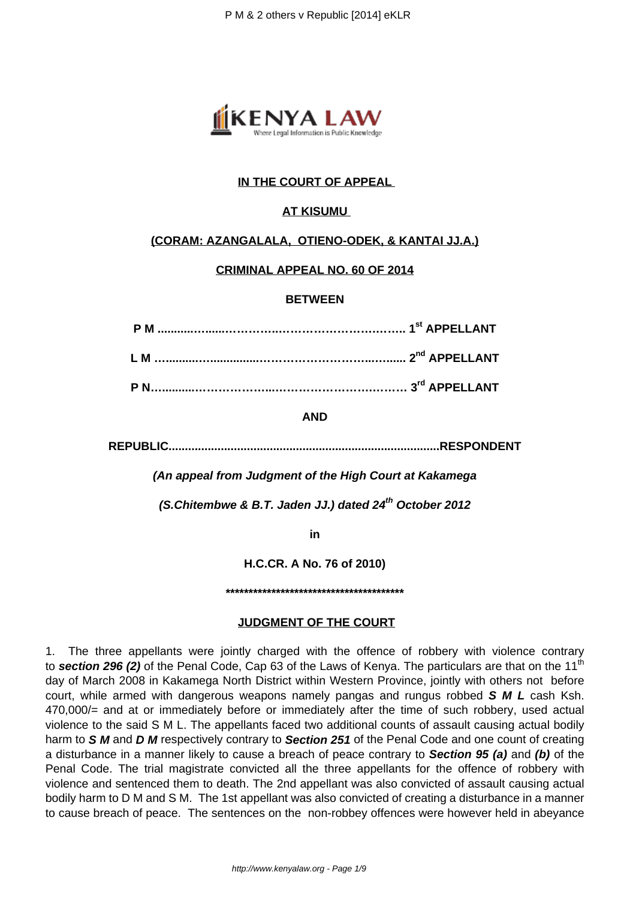**IN THE COURT OF APPEAL**

**AT KISUMU**

**(CORAM: AZANGALALA, OTIENO-ODEK, & KANTAI JJ.A.)**

**CRIMINAL APPEAL NO. 60 OF 2014**

**BETWEEN**

**P M ........................................................................ 1st APPELLANT**

**L M ........................................................................ 2nd APPELLANT**

**P N........................................................................ 3rd APPELLANT**

**AND**

**REPUBLIC.................................................................................RESPONDENT**

***(An appeal from Judgment of the High Court at Kakamega***

***(S.Chitembwe & B.T. Jaden JJ.) dated 24th October 2012***

**in**

**H.C.CR. A No. 76 of 2010)**

**\*\*\*\*\*\*\*\*\*\*\*\*\*\*\*\*\*\*\*\*\*\*\*\*\*\*\*\*\*\*\*\*\*\*\*\*\*\*\*\*\***

**JUDGMENT OF THE COURT**

1. The three appellants were jointly charged with the offence of robbery with violence contrary to ***section 296 (2)*** of the Penal Code, Cap 63 of the Laws of Kenya. The particulars are that on the 11th day of March 2008 in Kakamega North District within Western Province, jointly with others not before court, while armed with dangerous weapons namely pangas and rungus robbed ***S M L*** cash Ksh. 470,000/= and at or immediately before or immediately after the time of such robbery, used actual violence to the said S M L. The appellants faced two additional counts of assault causing actual bodily harm to ***S M*** and ***D M*** respectively contrary to ***Section 251*** of the Penal Code and one count of creating a disturbance in a manner likely to cause a breach of peace contrary to ***Section 95 (a)*** and ***(b)*** of the Penal Code. The trial magistrate convicted all the three appellants for the offence of robbery with violence and sentenced them to death. The 2nd appellant was also convicted of assault causing actual bodily harm to D M and S M. The 1st appellant was also convicted of creating a disturbance in a manner to cause breach of peace. The sentences on the non-robbey offences were however held in abeyance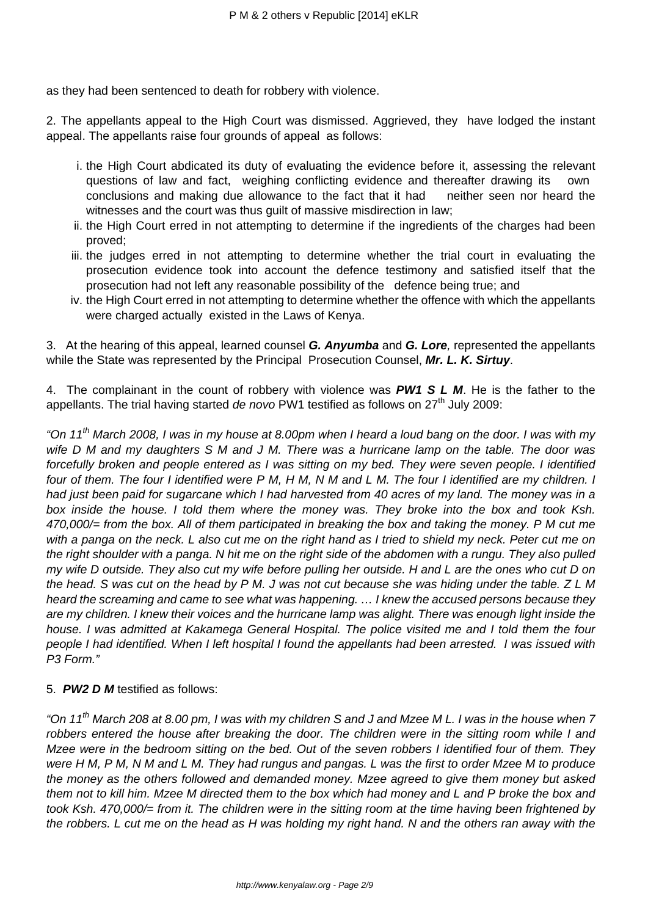as they had been sentenced to death for robbery with violence.

2. The appellants appeal to the High Court was dismissed. Aggrieved, they have lodged the instant appeal. The appellants raise four grounds of appeal as follows:

i. the High Court abdicated its duty of evaluating the evidence before it, assessing the relevant questions of law and fact, weighing conflicting evidence and thereafter drawing its own conclusions and making due allowance to the fact that it had neither seen nor heard the witnesses and the court was thus guilt of massive misdirection in law;
ii. the High Court erred in not attempting to determine if the ingredients of the charges had been proved;
iii. the judges erred in not attempting to determine whether the trial court in evaluating the prosecution evidence took into account the defence testimony and satisfied itself that the prosecution had not left any reasonable possibility of the defence being true; and
iv. the High Court erred in not attempting to determine whether the offence with which the appellants were charged actually existed in the Laws of Kenya.

3. At the hearing of this appeal, learned counsel ***G. Anyumba*** and ***G. Lore***, represented the appellants while the State was represented by the Principal Prosecution Counsel, ***Mr. L. K. Sirtuy***.

4. The complainant in the count of robbery with violence was ***PW1 S L M***. He is the father to the appellants. The trial having started *de novo* PW1 testified as follows on 27th July 2009:

*"On 11th March 2008, I was in my house at 8.00pm when I heard a loud bang on the door. I was with my wife D M and my daughters S M and J M. There was a hurricane lamp on the table. The door was forcefully broken and people entered as I was sitting on my bed. They were seven people. I identified four of them. The four I identified were P M, H M, N M and L M. The four I identified are my children. I had just been paid for sugarcane which I had harvested from 40 acres of my land. The money was in a box inside the house. I told them where the money was. They broke into the box and took Ksh. 470,000/= from the box. All of them participated in breaking the box and taking the money. P M cut me with a panga on the neck. L also cut me on the right hand as I tried to shield my neck. Peter cut me on the right shoulder with a panga. N hit me on the right side of the abdomen with a rungu. They also pulled my wife D outside. They also cut my wife before pulling her outside. H and L are the ones who cut D on the head. S was cut on the head by P M. J was not cut because she was hiding under the table. Z L M heard the screaming and came to see what was happening. … I knew the accused persons because they are my children. I knew their voices and the hurricane lamp was alight. There was enough light inside the house. I was admitted at Kakamega General Hospital. The police visited me and I told them the four people I had identified. When I left hospital I found the appellants had been arrested. I was issued with P3 Form."*

5. ***PW2 D M*** testified as follows:

*"On 11th March 208 at 8.00 pm, I was with my children S and J and Mzee M L. I was in the house when 7 robbers entered the house after breaking the door. The children were in the sitting room while I and Mzee were in the bedroom sitting on the bed. Out of the seven robbers I identified four of them. They were H M, P M, N M and L M. They had rungus and pangas. L was the first to order Mzee M to produce the money as the others followed and demanded money. Mzee agreed to give them money but asked them not to kill him. Mzee M directed them to the box which had money and L and P broke the box and took Ksh. 470,000/= from it. The children were in the sitting room at the time having been frightened by the robbers. L cut me on the head as H was holding my right hand. N and the others ran away with the*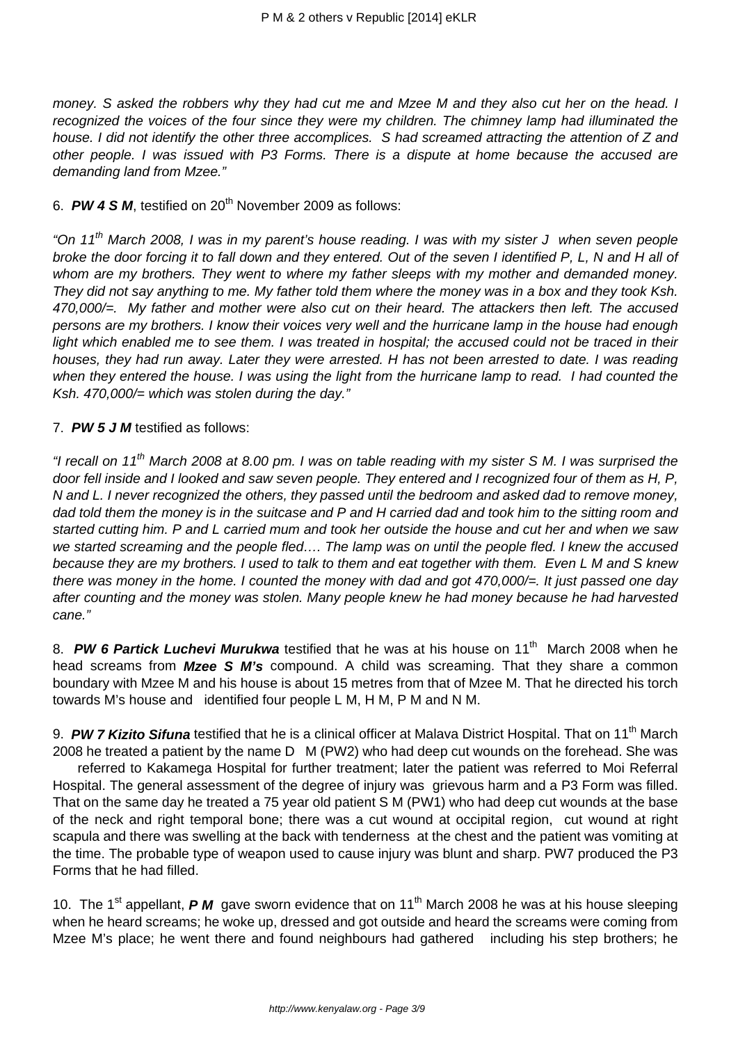*money. S asked the robbers why they had cut me and Mzee M and they also cut her on the head. I recognized the voices of the four since they were my children. The chimney lamp had illuminated the house. I did not identify the other three accomplices. S had screamed attracting the attention of Z and other people. I was issued with P3 Forms. There is a dispute at home because the accused are demanding land from Mzee."*

6. ***PW 4 S M***, testified on 20th November 2009 as follows:

*"On 11th March 2008, I was in my parent's house reading. I was with my sister J when seven people broke the door forcing it to fall down and they entered. Out of the seven I identified P, L, N and H all of whom are my brothers. They went to where my father sleeps with my mother and demanded money. They did not say anything to me. My father told them where the money was in a box and they took Ksh. 470,000/=. My father and mother were also cut on their heard. The attackers then left. The accused persons are my brothers. I know their voices very well and the hurricane lamp in the house had enough light which enabled me to see them. I was treated in hospital; the accused could not be traced in their houses, they had run away. Later they were arrested. H has not been arrested to date. I was reading when they entered the house. I was using the light from the hurricane lamp to read. I had counted the Ksh. 470,000/= which was stolen during the day."*

7. ***PW 5 J M*** testified as follows:

*"I recall on 11th March 2008 at 8.00 pm. I was on table reading with my sister S M. I was surprised the door fell inside and I looked and saw seven people. They entered and I recognized four of them as H, P, N and L. I never recognized the others, they passed until the bedroom and asked dad to remove money, dad told them the money is in the suitcase and P and H carried dad and took him to the sitting room and started cutting him. P and L carried mum and took her outside the house and cut her and when we saw we started screaming and the people fled…. The lamp was on until the people fled. I knew the accused because they are my brothers. I used to talk to them and eat together with them. Even L M and S knew there was money in the home. I counted the money with dad and got 470,000/=. It just passed one day after counting and the money was stolen. Many people knew he had money because he had harvested cane."*

8. ***PW 6 Partick Luchevi Murukwa*** testified that he was at his house on 11th March 2008 when he head screams from ***Mzee S M's*** compound. A child was screaming. That they share a common boundary with Mzee M and his house is about 15 metres from that of Mzee M. That he directed his torch towards M's house and identified four people L M, H M, P M and N M.

9. ***PW 7 Kizito Sifuna*** testified that he is a clinical officer at Malava District Hospital. That on 11th March 2008 he treated a patient by the name D M (PW2) who had deep cut wounds on the forehead. She was referred to Kakamega Hospital for further treatment; later the patient was referred to Moi Referral Hospital. The general assessment of the degree of injury was grievous harm and a P3 Form was filled. That on the same day he treated a 75 year old patient S M (PW1) who had deep cut wounds at the base of the neck and right temporal bone; there was a cut wound at occipital region, cut wound at right scapula and there was swelling at the back with tenderness at the chest and the patient was vomiting at the time. The probable type of weapon used to cause injury was blunt and sharp. PW7 produced the P3 Forms that he had filled.

10. The 1st appellant, ***P M*** gave sworn evidence that on 11th March 2008 he was at his house sleeping when he heard screams; he woke up, dressed and got outside and heard the screams were coming from Mzee M's place; he went there and found neighbours had gathered including his step brothers; he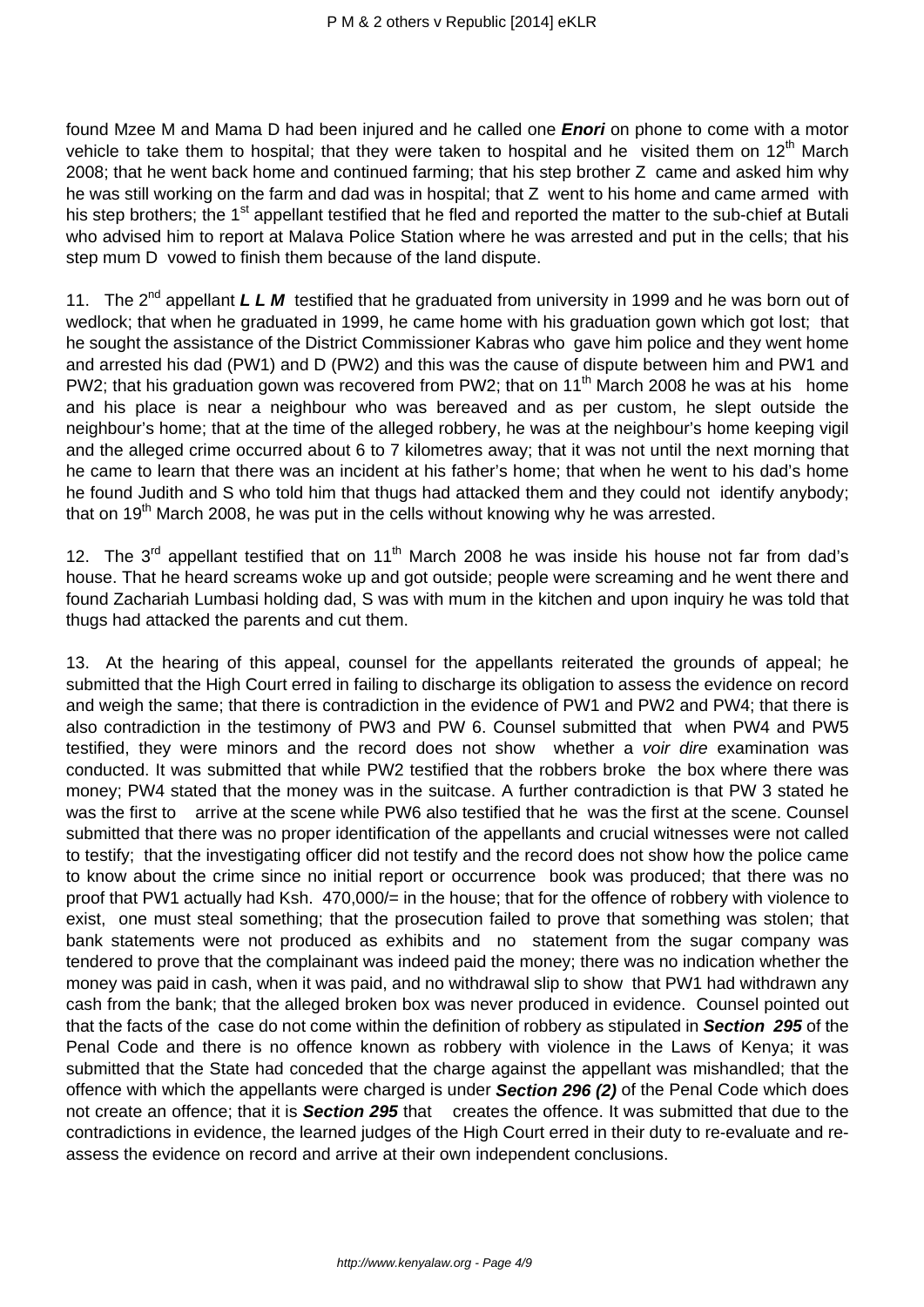found Mzee M and Mama D had been injured and he called one ***Enori*** on phone to come with a motor vehicle to take them to hospital; that they were taken to hospital and he visited them on 12th March 2008; that he went back home and continued farming; that his step brother Z came and asked him why he was still working on the farm and dad was in hospital; that Z went to his home and came armed with his step brothers; the 1st appellant testified that he fled and reported the matter to the sub-chief at Butali who advised him to report at Malava Police Station where he was arrested and put in the cells; that his step mum D vowed to finish them because of the land dispute.

11. The 2nd appellant ***L L M*** testified that he graduated from university in 1999 and he was born out of wedlock; that when he graduated in 1999, he came home with his graduation gown which got lost; that he sought the assistance of the District Commissioner Kabras who gave him police and they went home and arrested his dad (PW1) and D (PW2) and this was the cause of dispute between him and PW1 and PW2; that his graduation gown was recovered from PW2; that on 11th March 2008 he was at his home and his place is near a neighbour who was bereaved and as per custom, he slept outside the neighbour's home; that at the time of the alleged robbery, he was at the neighbour's home keeping vigil and the alleged crime occurred about 6 to 7 kilometres away; that it was not until the next morning that he came to learn that there was an incident at his father's home; that when he went to his dad's home he found Judith and S who told him that thugs had attacked them and they could not identify anybody; that on 19th March 2008, he was put in the cells without knowing why he was arrested.

12. The 3rd appellant testified that on 11th March 2008 he was inside his house not far from dad's house. That he heard screams woke up and got outside; people were screaming and he went there and found Zachariah Lumbasi holding dad, S was with mum in the kitchen and upon inquiry he was told that thugs had attacked the parents and cut them.

13. At the hearing of this appeal, counsel for the appellants reiterated the grounds of appeal; he submitted that the High Court erred in failing to discharge its obligation to assess the evidence on record and weigh the same; that there is contradiction in the evidence of PW1 and PW2 and PW4; that there is also contradiction in the testimony of PW3 and PW 6. Counsel submitted that when PW4 and PW5 testified, they were minors and the record does not show whether a *voir dire* examination was conducted. It was submitted that while PW2 testified that the robbers broke the box where there was money; PW4 stated that the money was in the suitcase. A further contradiction is that PW 3 stated he was the first to arrive at the scene while PW6 also testified that he was the first at the scene. Counsel submitted that there was no proper identification of the appellants and crucial witnesses were not called to testify; that the investigating officer did not testify and the record does not show how the police came to know about the crime since no initial report or occurrence book was produced; that there was no proof that PW1 actually had Ksh. 470,000/= in the house; that for the offence of robbery with violence to exist, one must steal something; that the prosecution failed to prove that something was stolen; that bank statements were not produced as exhibits and no statement from the sugar company was tendered to prove that the complainant was indeed paid the money; there was no indication whether the money was paid in cash, when it was paid, and no withdrawal slip to show that PW1 had withdrawn any cash from the bank; that the alleged broken box was never produced in evidence. Counsel pointed out that the facts of the case do not come within the definition of robbery as stipulated in ***Section 295*** of the Penal Code and there is no offence known as robbery with violence in the Laws of Kenya; it was submitted that the State had conceded that the charge against the appellant was mishandled; that the offence with which the appellants were charged is under ***Section 296 (2)*** of the Penal Code which does not create an offence; that it is ***Section 295*** that creates the offence. It was submitted that due to the contradictions in evidence, the learned judges of the High Court erred in their duty to re-evaluate and re-assess the evidence on record and arrive at their own independent conclusions.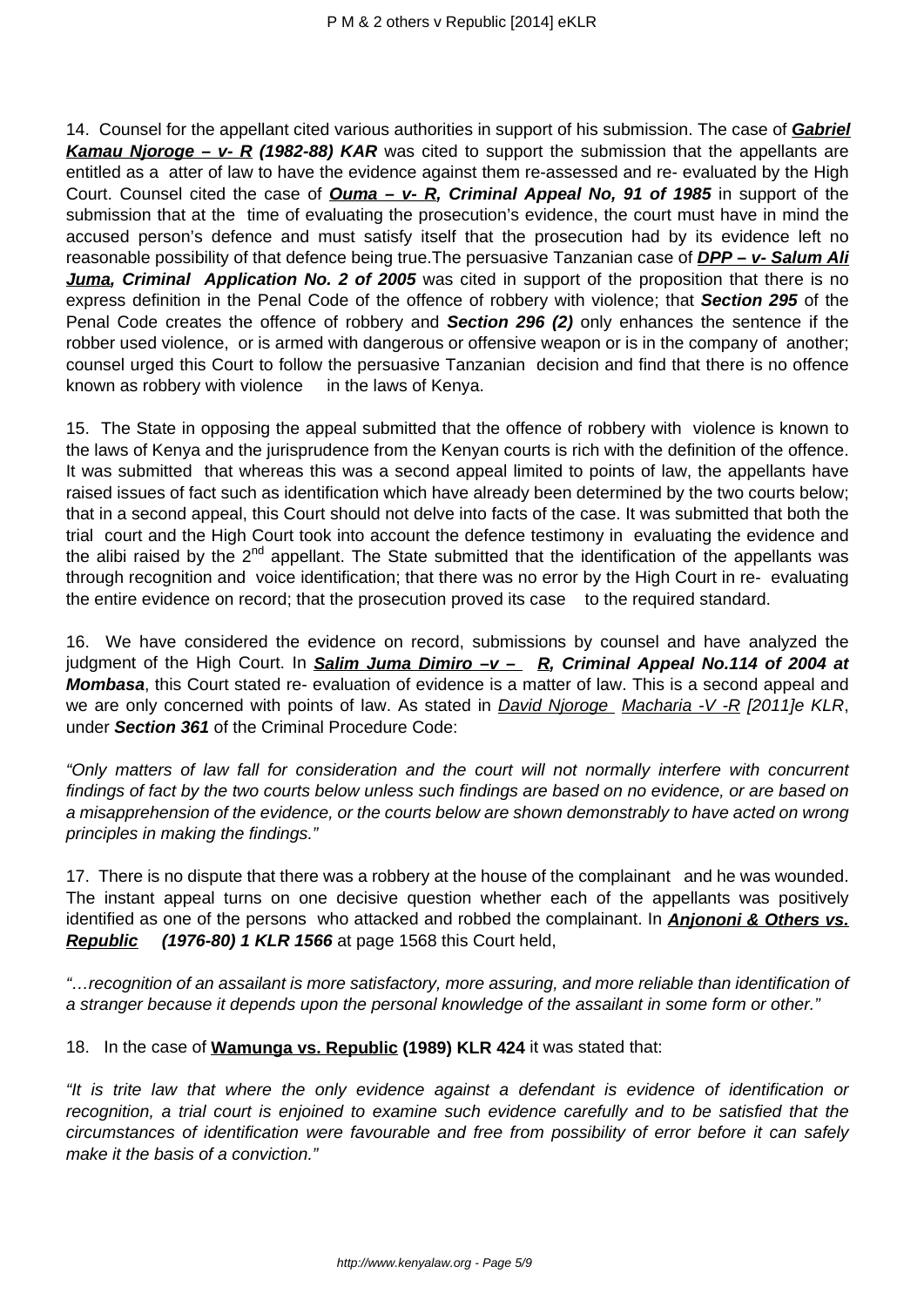14. Counsel for the appellant cited various authorities in support of his submission. The case of **Gabriel Kamau Njoroge – v- R (1982-88) KAR** was cited to support the submission that the appellants are entitled as a atter of law to have the evidence against them re-assessed and re- evaluated by the High Court. Counsel cited the case of **Ouma – v- R, Criminal Appeal No, 91 of 1985** in support of the submission that at the time of evaluating the prosecution's evidence, the court must have in mind the accused person's defence and must satisfy itself that the prosecution had by its evidence left no reasonable possibility of that defence being true.The persuasive Tanzanian case of **DPP – v- Salum Ali Juma, Criminal Application No. 2 of 2005** was cited in support of the proposition that there is no express definition in the Penal Code of the offence of robbery with violence; that **Section 295** of the Penal Code creates the offence of robbery and **Section 296 (2)** only enhances the sentence if the robber used violence, or is armed with dangerous or offensive weapon or is in the company of another; counsel urged this Court to follow the persuasive Tanzanian decision and find that there is no offence known as robbery with violence in the laws of Kenya.

15. The State in opposing the appeal submitted that the offence of robbery with violence is known to the laws of Kenya and the jurisprudence from the Kenyan courts is rich with the definition of the offence. It was submitted that whereas this was a second appeal limited to points of law, the appellants have raised issues of fact such as identification which have already been determined by the two courts below; that in a second appeal, this Court should not delve into facts of the case. It was submitted that both the trial court and the High Court took into account the defence testimony in evaluating the evidence and the alibi raised by the 2nd appellant. The State submitted that the identification of the appellants was through recognition and voice identification; that there was no error by the High Court in re- evaluating the entire evidence on record; that the prosecution proved its case to the required standard.

16. We have considered the evidence on record, submissions by counsel and have analyzed the judgment of the High Court. In **Salim Juma Dimiro –v – R, Criminal Appeal No.114 of 2004 at Mombasa**, this Court stated re- evaluation of evidence is a matter of law. This is a second appeal and we are only concerned with points of law. As stated in *David Njoroge Macharia -V -R [2011]e KLR*, under **Section 361** of the Criminal Procedure Code:

*"Only matters of law fall for consideration and the court will not normally interfere with concurrent findings of fact by the two courts below unless such findings are based on no evidence, or are based on a misapprehension of the evidence, or the courts below are shown demonstrably to have acted on wrong principles in making the findings."*

17. There is no dispute that there was a robbery at the house of the complainant and he was wounded. The instant appeal turns on one decisive question whether each of the appellants was positively identified as one of the persons who attacked and robbed the complainant. In **Anjononi & Others vs. Republic (1976-80) 1 KLR 1566** at page 1568 this Court held,

*"…recognition of an assailant is more satisfactory, more assuring, and more reliable than identification of a stranger because it depends upon the personal knowledge of the assailant in some form or other."*

18. In the case of **Wamunga vs. Republic (1989) KLR 424** it was stated that:

*"It is trite law that where the only evidence against a defendant is evidence of identification or recognition, a trial court is enjoined to examine such evidence carefully and to be satisfied that the circumstances of identification were favourable and free from possibility of error before it can safely make it the basis of a conviction."*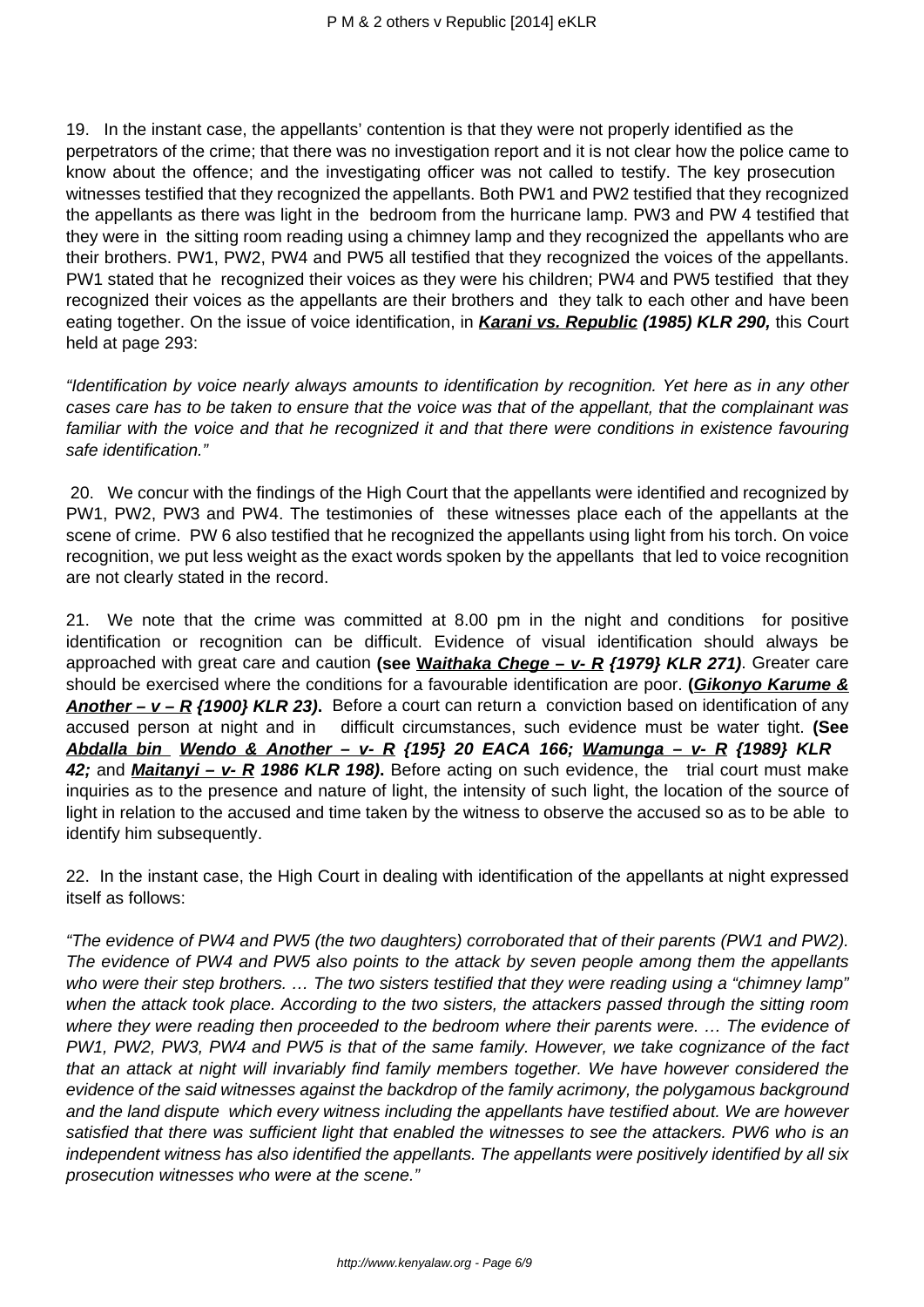19. In the instant case, the appellants' contention is that they were not properly identified as the perpetrators of the crime; that there was no investigation report and it is not clear how the police came to know about the offence; and the investigating officer was not called to testify. The key prosecution witnesses testified that they recognized the appellants. Both PW1 and PW2 testified that they recognized the appellants as there was light in the bedroom from the hurricane lamp. PW3 and PW 4 testified that they were in the sitting room reading using a chimney lamp and they recognized the appellants who are their brothers. PW1, PW2, PW4 and PW5 all testified that they recognized the voices of the appellants. PW1 stated that he recognized their voices as they were his children; PW4 and PW5 testified that they recognized their voices as the appellants are their brothers and they talk to each other and have been eating together. On the issue of voice identification, in ***Karani vs. Republic* (1985) KLR 290,** this Court held at page 293:

*"Identification by voice nearly always amounts to identification by recognition. Yet here as in any other cases care has to be taken to ensure that the voice was that of the appellant, that the complainant was familiar with the voice and that he recognized it and that there were conditions in existence favouring safe identification."*

20. We concur with the findings of the High Court that the appellants were identified and recognized by PW1, PW2, PW3 and PW4. The testimonies of these witnesses place each of the appellants at the scene of crime. PW 6 also testified that he recognized the appellants using light from his torch. On voice recognition, we put less weight as the exact words spoken by the appellants that led to voice recognition are not clearly stated in the record.

21. We note that the crime was committed at 8.00 pm in the night and conditions for positive identification or recognition can be difficult. Evidence of visual identification should always be approached with great care and caution **(see *Waithaka Chege – v- R {1979} KLR 271)***. Greater care should be exercised where the conditions for a favourable identification are poor. **(*Gikonyo Karume & Another – v – R {1900} KLR 23*).** Before a court can return a conviction based on identification of any accused person at night and in difficult circumstances, such evidence must be water tight. **(See *Abdalla bin Wendo & Another – v- R {195} 20 EACA 166; Wamunga – v- R {1989} KLR 42;*** and ***Maitanyi – v- R* 1986 KLR 198).** Before acting on such evidence, the trial court must make inquiries as to the presence and nature of light, the intensity of such light, the location of the source of light in relation to the accused and time taken by the witness to observe the accused so as to be able to identify him subsequently.

22. In the instant case, the High Court in dealing with identification of the appellants at night expressed itself as follows:

*"The evidence of PW4 and PW5 (the two daughters) corroborated that of their parents (PW1 and PW2). The evidence of PW4 and PW5 also points to the attack by seven people among them the appellants who were their step brothers. … The two sisters testified that they were reading using a "chimney lamp" when the attack took place. According to the two sisters, the attackers passed through the sitting room where they were reading then proceeded to the bedroom where their parents were. … The evidence of PW1, PW2, PW3, PW4 and PW5 is that of the same family. However, we take cognizance of the fact that an attack at night will invariably find family members together. We have however considered the evidence of the said witnesses against the backdrop of the family acrimony, the polygamous background and the land dispute which every witness including the appellants have testified about. We are however satisfied that there was sufficient light that enabled the witnesses to see the attackers. PW6 who is an independent witness has also identified the appellants. The appellants were positively identified by all six prosecution witnesses who were at the scene."*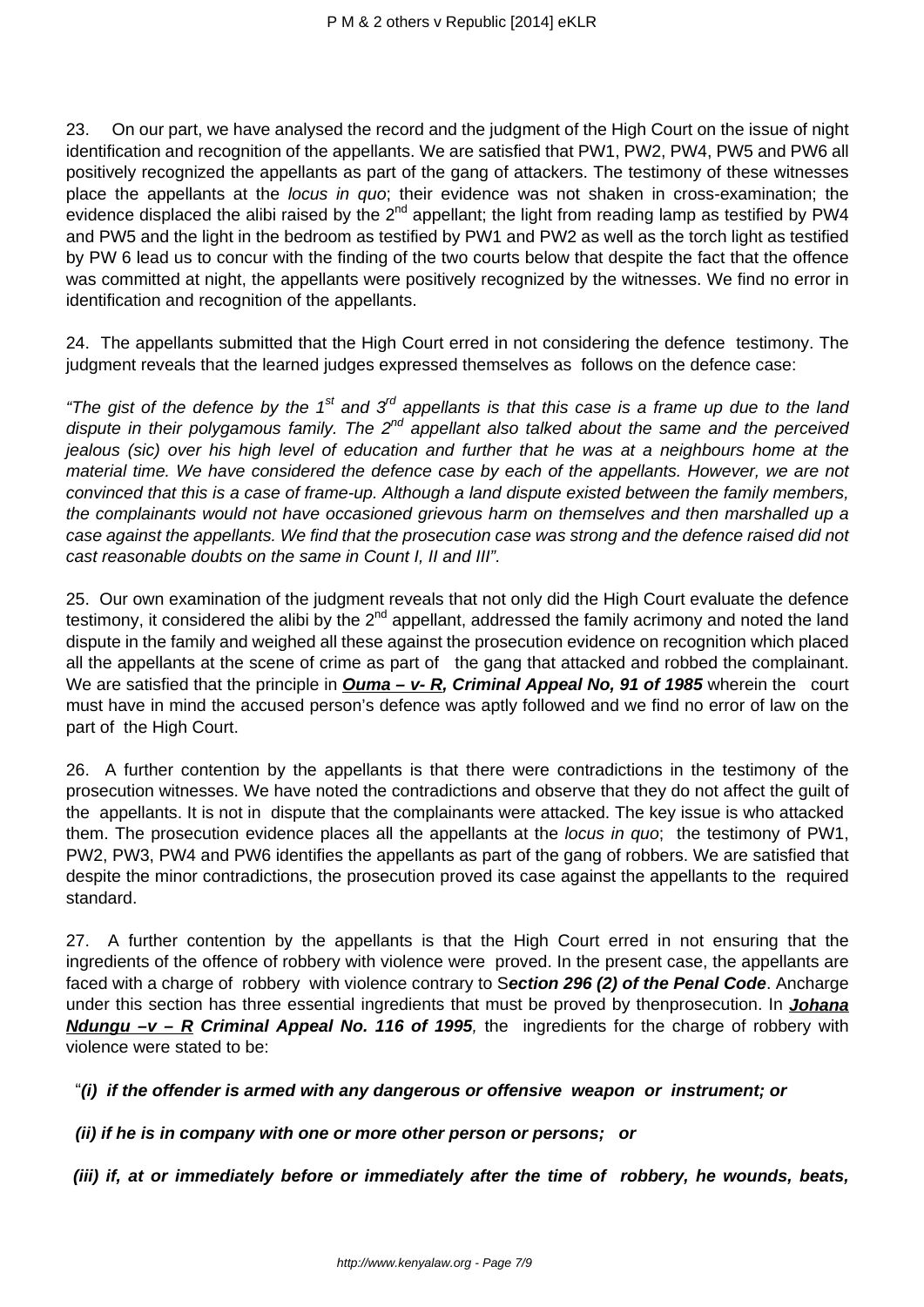23. On our part, we have analysed the record and the judgment of the High Court on the issue of night identification and recognition of the appellants. We are satisfied that PW1, PW2, PW4, PW5 and PW6 all positively recognized the appellants as part of the gang of attackers. The testimony of these witnesses place the appellants at the *locus in quo*; their evidence was not shaken in cross-examination; the evidence displaced the alibi raised by the 2nd appellant; the light from reading lamp as testified by PW4 and PW5 and the light in the bedroom as testified by PW1 and PW2 as well as the torch light as testified by PW 6 lead us to concur with the finding of the two courts below that despite the fact that the offence was committed at night, the appellants were positively recognized by the witnesses. We find no error in identification and recognition of the appellants.

24. The appellants submitted that the High Court erred in not considering the defence testimony. The judgment reveals that the learned judges expressed themselves as follows on the defence case:

*"The gist of the defence by the 1st and 3rd appellants is that this case is a frame up due to the land dispute in their polygamous family. The 2nd appellant also talked about the same and the perceived jealous (sic) over his high level of education and further that he was at a neighbours home at the material time. We have considered the defence case by each of the appellants. However, we are not convinced that this is a case of frame-up. Although a land dispute existed between the family members, the complainants would not have occasioned grievous harm on themselves and then marshalled up a case against the appellants. We find that the prosecution case was strong and the defence raised did not cast reasonable doubts on the same in Count I, II and III".*

25. Our own examination of the judgment reveals that not only did the High Court evaluate the defence testimony, it considered the alibi by the 2nd appellant, addressed the family acrimony and noted the land dispute in the family and weighed all these against the prosecution evidence on recognition which placed all the appellants at the scene of crime as part of the gang that attacked and robbed the complainant. We are satisfied that the principle in ***Ouma – v- R*, Criminal Appeal No, 91 of 1985** wherein the court must have in mind the accused person's defence was aptly followed and we find no error of law on the part of the High Court.

26. A further contention by the appellants is that there were contradictions in the testimony of the prosecution witnesses. We have noted the contradictions and observe that they do not affect the guilt of the appellants. It is not in dispute that the complainants were attacked. The key issue is who attacked them. The prosecution evidence places all the appellants at the *locus in quo*; the testimony of PW1, PW2, PW3, PW4 and PW6 identifies the appellants as part of the gang of robbers. We are satisfied that despite the minor contradictions, the prosecution proved its case against the appellants to the required standard.

27. A further contention by the appellants is that the High Court erred in not ensuring that the ingredients of the offence of robbery with violence were proved. In the present case, the appellants are faced with a charge of robbery with violence contrary to S***ection 296 (2) of the Penal Code***. Ancharge under this section has three essential ingredients that must be proved by thenprosecution. In ***Johana Ndungu –v – R* Criminal Appeal No. 116 of 1995**, the ingredients for the charge of robbery with violence were stated to be:

"***(i) if the offender is armed with any dangerous or offensive weapon or instrument; or***

***(ii) if he is in company with one or more other person or persons; or***

***(iii) if, at or immediately before or immediately after the time of robbery, he wounds, beats,***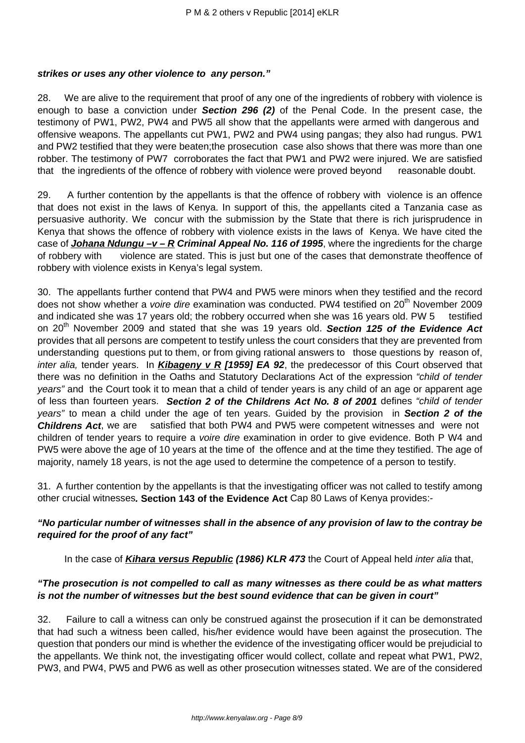***strikes or uses any other violence to any person."***

28. We are alive to the requirement that proof of any one of the ingredients of robbery with violence is enough to base a conviction under ***Section 296 (2)*** of the Penal Code. In the present case, the testimony of PW1, PW2, PW4 and PW5 all show that the appellants were armed with dangerous and offensive weapons. The appellants cut PW1, PW2 and PW4 using pangas; they also had rungus. PW1 and PW2 testified that they were beaten;the prosecution case also shows that there was more than one robber. The testimony of PW7 corroborates the fact that PW1 and PW2 were injured. We are satisfied that the ingredients of the offence of robbery with violence were proved beyond reasonable doubt.

29. A further contention by the appellants is that the offence of robbery with violence is an offence that does not exist in the laws of Kenya. In support of this, the appellants cited a Tanzania case as persuasive authority. We concur with the submission by the State that there is rich jurisprudence in Kenya that shows the offence of robbery with violence exists in the laws of Kenya. We have cited the case of ***Johana Ndungu –v – R Criminal Appeal No. 116 of 1995***, where the ingredients for the charge of robbery with violence are stated. This is just but one of the cases that demonstrate theoffence of robbery with violence exists in Kenya's legal system.

30. The appellants further contend that PW4 and PW5 were minors when they testified and the record does not show whether a *voire dire* examination was conducted. PW4 testified on 20th November 2009 and indicated she was 17 years old; the robbery occurred when she was 16 years old. PW 5 testified on 20th November 2009 and stated that she was 19 years old. ***Section 125 of the Evidence Act*** provides that all persons are competent to testify unless the court considers that they are prevented from understanding questions put to them, or from giving rational answers to those questions by reason of, *inter alia,* tender years. In ***Kibageny v R [1959] EA 92***, the predecessor of this Court observed that there was no definition in the Oaths and Statutory Declarations Act of the expression *"child of tender years"* and the Court took it to mean that a child of tender years is any child of an age or apparent age of less than fourteen years. ***Section 2 of the Childrens Act No. 8 of 2001*** defines *"child of tender years"* to mean a child under the age of ten years. Guided by the provision in ***Section 2 of the Childrens Act***, we are satisfied that both PW4 and PW5 were competent witnesses and were not children of tender years to require a *voire dire* examination in order to give evidence. Both P W4 and PW5 were above the age of 10 years at the time of the offence and at the time they testified. The age of majority, namely 18 years, is not the age used to determine the competence of a person to testify.

31. A further contention by the appellants is that the investigating officer was not called to testify among other crucial witnesses***.*** **Section 143 of the Evidence Act** Cap 80 Laws of Kenya provides:-

***"No particular number of witnesses shall in the absence of any provision of law to the contrary be required for the proof of any fact"***

In the case of ***Kihara versus Republic (1986) KLR 473*** the Court of Appeal held *inter alia* that,

***"The prosecution is not compelled to call as many witnesses as there could be as what matters is not the number of witnesses but the best sound evidence that can be given in court"***

32. Failure to call a witness can only be construed against the prosecution if it can be demonstrated that had such a witness been called, his/her evidence would have been against the prosecution. The question that ponders our mind is whether the evidence of the investigating officer would be prejudicial to the appellants. We think not, the investigating officer would collect, collate and repeat what PW1, PW2, PW3, and PW4, PW5 and PW6 as well as other prosecution witnesses stated. We are of the considered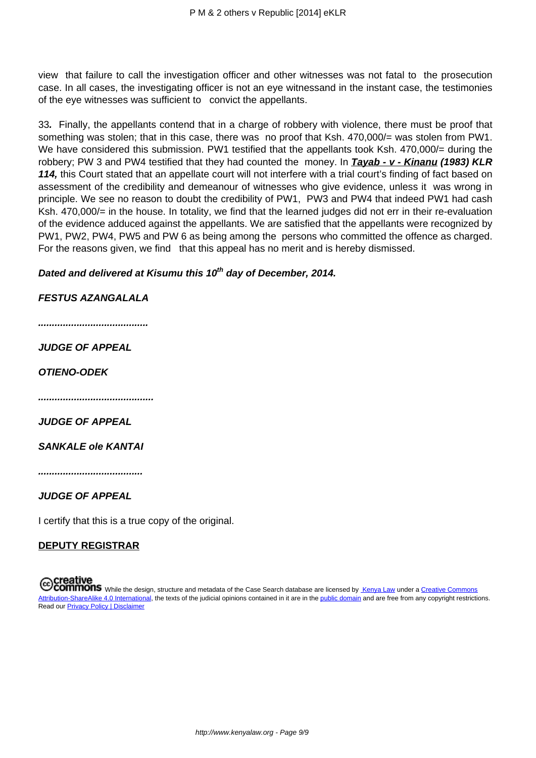view that failure to call the investigation officer and other witnesses was not fatal to the prosecution case. In all cases, the investigating officer is not an eye witnessand in the instant case, the testimonies of the eye witnesses was sufficient to convict the appellants.

33**.** Finally, the appellants contend that in a charge of robbery with violence, there must be proof that something was stolen; that in this case, there was no proof that Ksh. 470,000/= was stolen from PW1. We have considered this submission. PW1 testified that the appellants took Ksh. 470,000/= during the robbery; PW 3 and PW4 testified that they had counted the money. In ***Tayab - v - Kinanu* (1983) KLR 114,** this Court stated that an appelate court will not interfere with a trial court's finding of fact based on assessment of the credibility and demeanour of witnesses who give evidence, unless it was wrong in principle. We see no reason to doubt the credibility of PW1, PW3 and PW4 that indeed PW1 had cash Ksh. 470,000/= in the house. In totality, we find that the learned judges did not err in their re-evaluation of the evidence adduced against the appellants. We are satisfied that the appellants were recognized by PW1, PW2, PW4, PW5 and PW 6 as being among the persons who committed the offence as charged. For the reasons given, we find that this appeal has no merit and is hereby dismissed.

***Dated and delivered at Kisumu this 10th day of December, 2014.***

***FESTUS AZANGALALA***

***......................................***

***JUDGE OF APPEAL***

***OTIENO-ODEK***

***.........................................***

***JUDGE OF APPEAL***

***SANKALE ole KANTAI***

***.....................................***

***JUDGE OF APPEAL***

I certify that this is a true copy of the original.

**DEPUTY REGISTRAR**

creative commons While the design, structure and metadata of the Case Search database are licensed by Kenya Law under a Creative Commons Attribution-ShareAlike 4.0 International, the texts of the judicial opinions contained in it are in the public domain and are free from any copyright restrictions. Read our Privacy Policy | Disclaimer